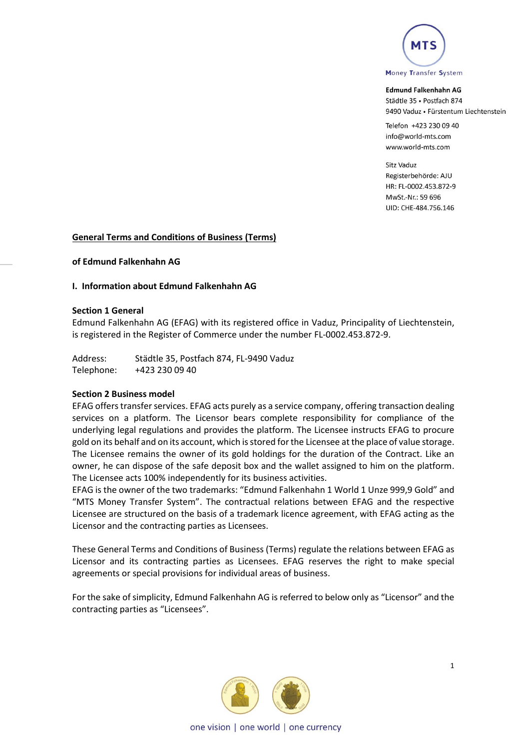MTS

Money Transfer System

**Edmund Falkenhahn AG**
Städtle 35 • Postfach 874
9490 Vaduz • Fürstentum Liechtenstein

Telefon +423 230 09 40
info@world-mts.com
www.world-mts.com

Sitz Vaduz
Registerbehörde: AJU
HR: FL-0002.453.872-9
MwSt.-Nr.: 59 696
UID: CHE-484.756.146

# General Terms and Conditions of Business (Terms)

## of Edmund Falkenhahn AG

## I. Information about Edmund Falkenhahn AG

### Section 1 General

Edmund Falkenhahn AG (EFAG) with its registered office in Vaduz, Principality of Liechtenstein, is registered in the Register of Commerce under the number FL-0002.453.872-9.

Address: Städtle 35, Postfach 874, FL-9490 Vaduz
Telephone: +423 230 09 40

### Section 2 Business model

EFAG offers transfer services. EFAG acts purely as a service company, offering transaction dealing services on a platform. The Licensor bears complete responsibility for compliance of the underlying legal regulations and provides the platform. The Licensee instructs EFAG to procure gold on its behalf and on its account, which is stored for the Licensee at the place of value storage. The Licensee remains the owner of its gold holdings for the duration of the Contract. Like an owner, he can dispose of the safe deposit box and the wallet assigned to him on the platform. The Licensee acts 100% independently for its business activities.
EFAG is the owner of the two trademarks: "Edmund Falkenhahn 1 World 1 Unze 999,9 Gold" and "MTS Money Transfer System". The contractual relations between EFAG and the respective Licensee are structured on the basis of a trademark licence agreement, with EFAG acting as the Licensor and the contracting parties as Licensees.

These General Terms and Conditions of Business (Terms) regulate the relations between EFAG as Licensor and its contracting parties as Licensees. EFAG reserves the right to make special agreements or special provisions for individual areas of business.

For the sake of simplicity, Edmund Falkenhahn AG is referred to below only as "Licensor" and the contracting parties as "Licensees".

one vision | one world | one currency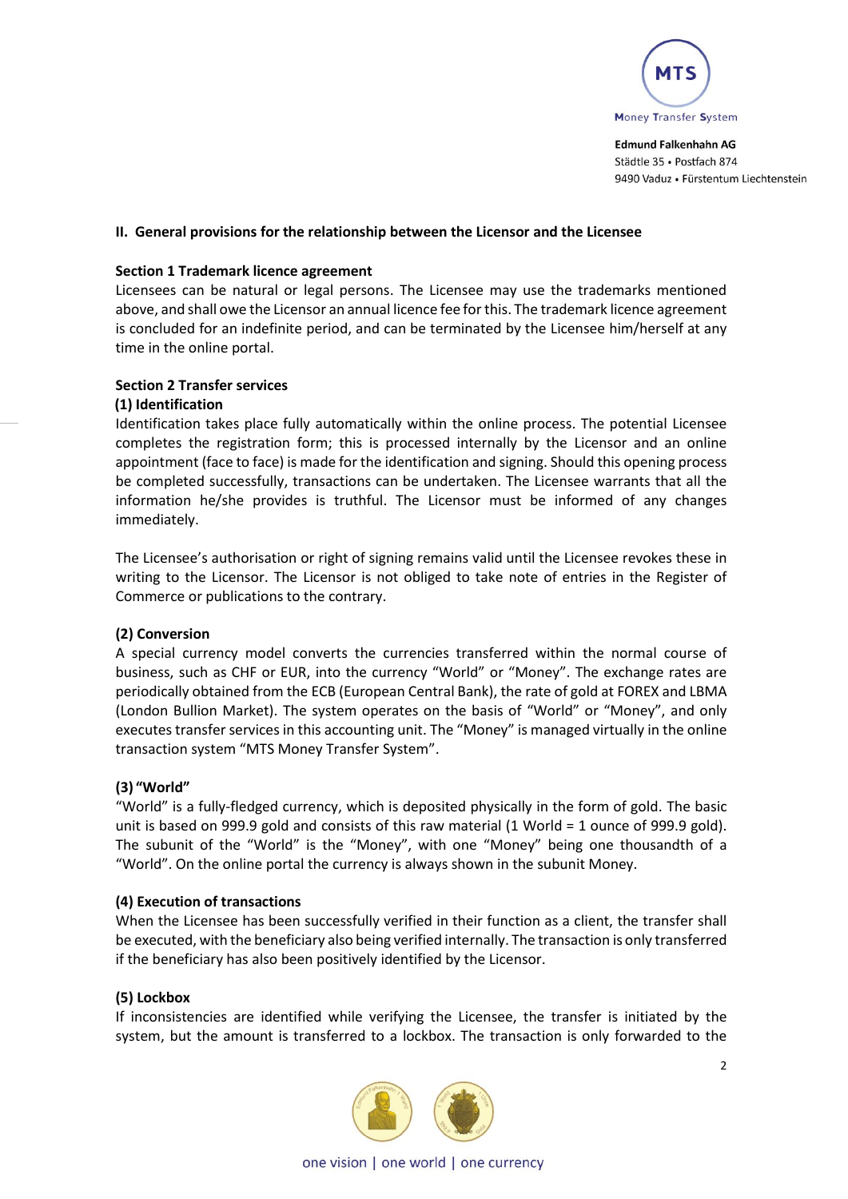## II. General provisions for the relationship between the Licensor and the Licensee

### Section 1 Trademark licence agreement

Licensees can be natural or legal persons. The Licensee may use the trademarks mentioned above, and shall owe the Licensor an annual licence fee for this. The trademark licence agreement is concluded for an indefinite period, and can be terminated by the Licensee him/herself at any time in the online portal.

### Section 2 Transfer services

#### (1) Identification

Identification takes place fully automatically within the online process. The potential Licensee completes the registration form; this is processed internally by the Licensor and an online appointment (face to face) is made for the identification and signing. Should this opening process be completed successfully, transactions can be undertaken. The Licensee warrants that all the information he/she provides is truthful. The Licensor must be informed of any changes immediately.

The Licensee's authorisation or right of signing remains valid until the Licensee revokes these in writing to the Licensor. The Licensor is not obliged to take note of entries in the Register of Commerce or publications to the contrary.

#### (2) Conversion

A special currency model converts the currencies transferred within the normal course of business, such as CHF or EUR, into the currency "World" or "Money". The exchange rates are periodically obtained from the ECB (European Central Bank), the rate of gold at FOREX and LBMA (London Bullion Market). The system operates on the basis of "World" or "Money", and only executes transfer services in this accounting unit. The "Money" is managed virtually in the online transaction system "MTS Money Transfer System".

#### (3) "World"

"World" is a fully-fledged currency, which is deposited physically in the form of gold. The basic unit is based on 999.9 gold and consists of this raw material (1 World = 1 ounce of 999.9 gold). The subunit of the "World" is the "Money", with one "Money" being one thousandth of a "World". On the online portal the currency is always shown in the subunit Money.

#### (4) Execution of transactions

When the Licensee has been successfully verified in their function as a client, the transfer shall be executed, with the beneficiary also being verified internally. The transaction is only transferred if the beneficiary has also been positively identified by the Licensor.

#### (5) Lockbox

If inconsistencies are identified while verifying the Licensee, the transfer is initiated by the system, but the amount is transferred to a lockbox. The transaction is only forwarded to the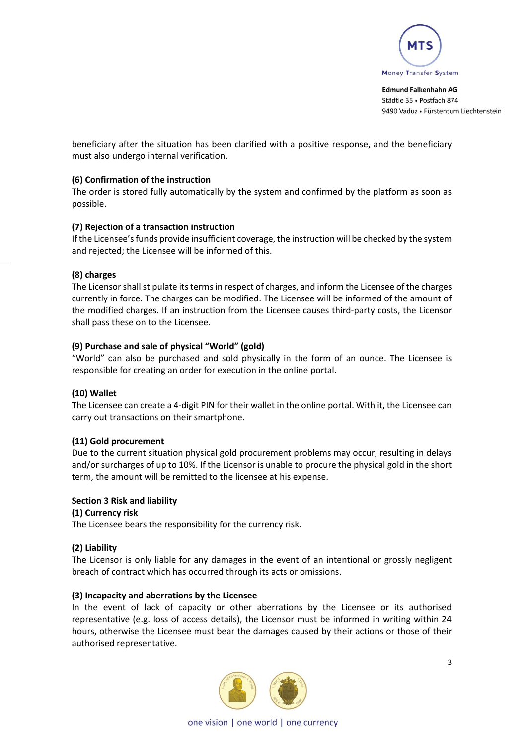beneficiary after the situation has been clarified with a positive response, and the beneficiary must also undergo internal verification.

**(6) Confirmation of the instruction**
The order is stored fully automatically by the system and confirmed by the platform as soon as possible.

**(7) Rejection of a transaction instruction**
If the Licensee's funds provide insufficient coverage, the instruction will be checked by the system and rejected; the Licensee will be informed of this.

**(8) charges**
The Licensor shall stipulate its terms in respect of charges, and inform the Licensee of the charges currently in force. The charges can be modified. The Licensee will be informed of the amount of the modified charges. If an instruction from the Licensee causes third-party costs, the Licensor shall pass these on to the Licensee.

**(9) Purchase and sale of physical "World" (gold)**
"World" can also be purchased and sold physically in the form of an ounce. The Licensee is responsible for creating an order for execution in the online portal.

**(10) Wallet**
The Licensee can create a 4-digit PIN for their wallet in the online portal. With it, the Licensee can carry out transactions on their smartphone.

**(11) Gold procurement**
Due to the current situation physical gold procurement problems may occur, resulting in delays and/or surcharges of up to 10%. If the Licensor is unable to procure the physical gold in the short term, the amount will be remitted to the licensee at his expense.

**Section 3 Risk and liability**

**(1) Currency risk**
The Licensee bears the responsibility for the currency risk.

**(2) Liability**
The Licensor is only liable for any damages in the event of an intentional or grossly negligent breach of contract which has occurred through its acts or omissions.

**(3) Incapacity and aberrations by the Licensee**
In the event of lack of capacity or other aberrations by the Licensee or its authorised representative (e.g. loss of access details), the Licensor must be informed in writing within 24 hours, otherwise the Licensee must bear the damages caused by their actions or those of their authorised representative.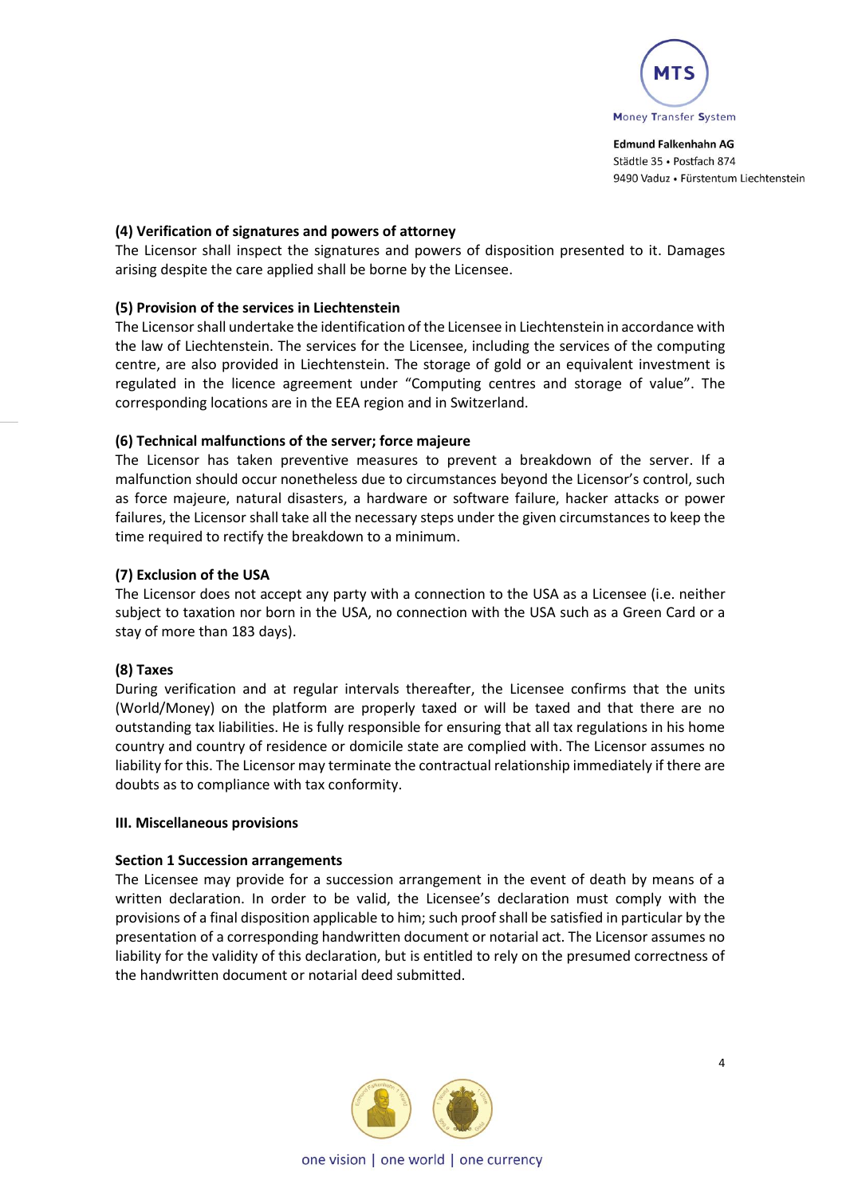**(4) Verification of signatures and powers of attorney**
The Licensor shall inspect the signatures and powers of disposition presented to it. Damages arising despite the care applied shall be borne by the Licensee.

**(5) Provision of the services in Liechtenstein**
The Licensor shall undertake the identification of the Licensee in Liechtenstein in accordance with the law of Liechtenstein. The services for the Licensee, including the services of the computing centre, are also provided in Liechtenstein. The storage of gold or an equivalent investment is regulated in the licence agreement under "Computing centres and storage of value". The corresponding locations are in the EEA region and in Switzerland.

**(6) Technical malfunctions of the server; force majeure**
The Licensor has taken preventive measures to prevent a breakdown of the server. If a malfunction should occur nonetheless due to circumstances beyond the Licensor's control, such as force majeure, natural disasters, a hardware or software failure, hacker attacks or power failures, the Licensor shall take all the necessary steps under the given circumstances to keep the time required to rectify the breakdown to a minimum.

**(7) Exclusion of the USA**
The Licensor does not accept any party with a connection to the USA as a Licensee (i.e. neither subject to taxation nor born in the USA, no connection with the USA such as a Green Card or a stay of more than 183 days).

**(8) Taxes**
During verification and at regular intervals thereafter, the Licensee confirms that the units (World/Money) on the platform are properly taxed or will be taxed and that there are no outstanding tax liabilities. He is fully responsible for ensuring that all tax regulations in his home country and country of residence or domicile state are complied with. The Licensor assumes no liability for this. The Licensor may terminate the contractual relationship immediately if there are doubts as to compliance with tax conformity.

## III. Miscellaneous provisions

**Section 1 Succession arrangements**
The Licensee may provide for a succession arrangement in the event of death by means of a written declaration. In order to be valid, the Licensee's declaration must comply with the provisions of a final disposition applicable to him; such proof shall be satisfied in particular by the presentation of a corresponding handwritten document or notarial act. The Licensor assumes no liability for the validity of this declaration, but is entitled to rely on the presumed correctness of the handwritten document or notarial deed submitted.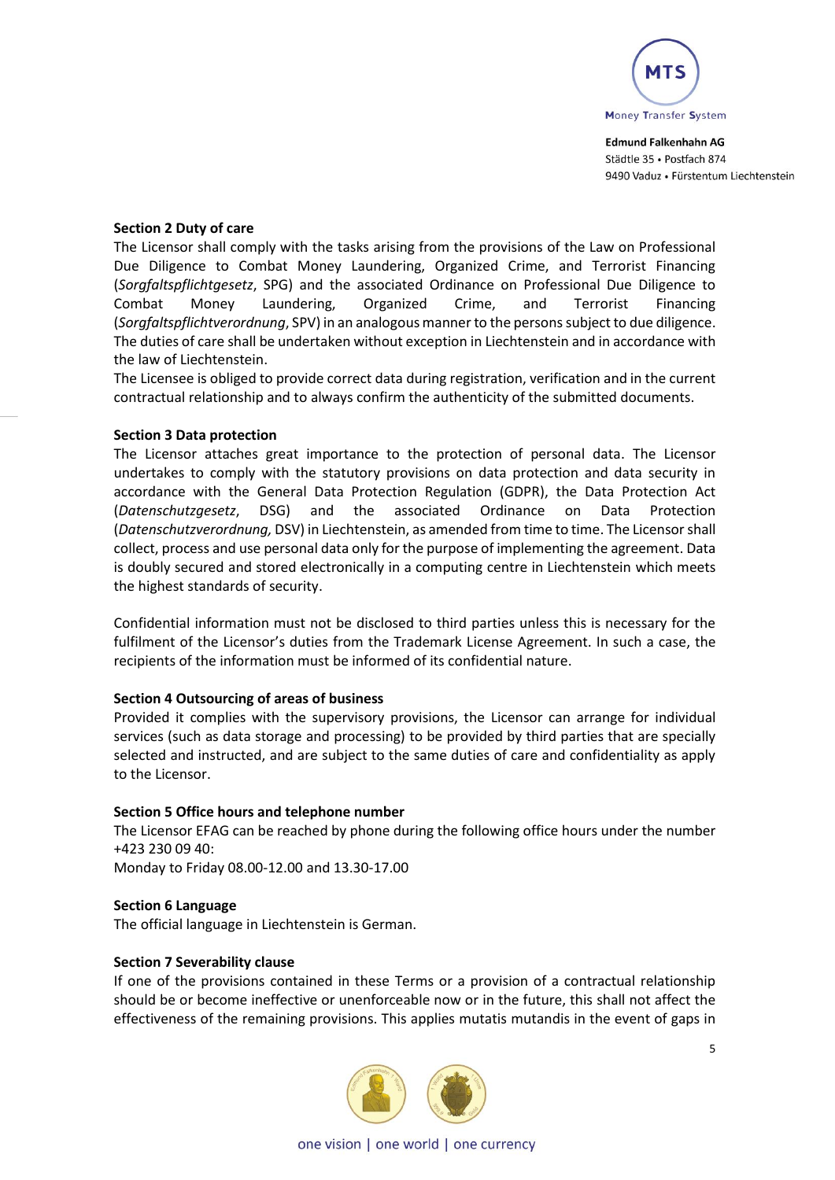**Section 2 Duty of care**

The Licensor shall comply with the tasks arising from the provisions of the Law on Professional Due Diligence to Combat Money Laundering, Organized Crime, and Terrorist Financing (*Sorgfaltspflichtgesetz*, SPG) and the associated Ordinance on Professional Due Diligence to Combat Money Laundering, Organized Crime, and Terrorist Financing (*Sorgfaltspflichtverordnung*, SPV) in an analogous manner to the persons subject to due diligence. The duties of care shall be undertaken without exception in Liechtenstein and in accordance with the law of Liechtenstein.

The Licensee is obliged to provide correct data during registration, verification and in the current contractual relationship and to always confirm the authenticity of the submitted documents.

**Section 3 Data protection**

The Licensor attaches great importance to the protection of personal data. The Licensor undertakes to comply with the statutory provisions on data protection and data security in accordance with the General Data Protection Regulation (GDPR), the Data Protection Act (*Datenschutzgesetz*, DSG) and the associated Ordinance on Data Protection (*Datenschutzverordnung,* DSV) in Liechtenstein, as amended from time to time. The Licensor shall collect, process and use personal data only for the purpose of implementing the agreement. Data is doubly secured and stored electronically in a computing centre in Liechtenstein which meets the highest standards of security.

Confidential information must not be disclosed to third parties unless this is necessary for the fulfilment of the Licensor's duties from the Trademark License Agreement. In such a case, the recipients of the information must be informed of its confidential nature.

**Section 4 Outsourcing of areas of business**

Provided it complies with the supervisory provisions, the Licensor can arrange for individual services (such as data storage and processing) to be provided by third parties that are specially selected and instructed, and are subject to the same duties of care and confidentiality as apply to the Licensor.

**Section 5 Office hours and telephone number**

The Licensor EFAG can be reached by phone during the following office hours under the number +423 230 09 40:
Monday to Friday 08.00-12.00 and 13.30-17.00

**Section 6 Language**

The official language in Liechtenstein is German.

**Section 7 Severability clause**

If one of the provisions contained in these Terms or a provision of a contractual relationship should be or become ineffective or unenforceable now or in the future, this shall not affect the effectiveness of the remaining provisions. This applies mutatis mutandis in the event of gaps in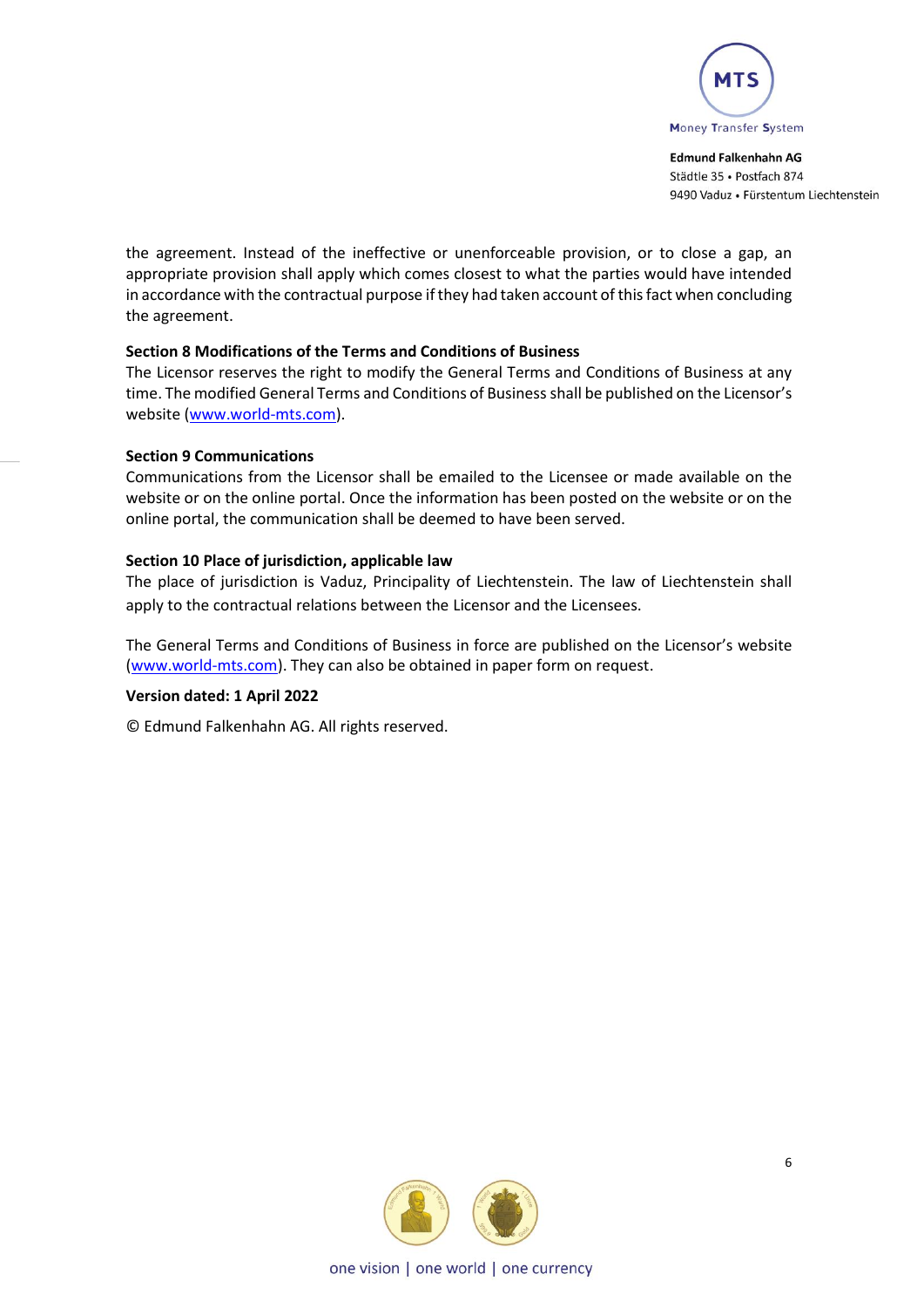the agreement. Instead of the ineffective or unenforceable provision, or to close a gap, an appropriate provision shall apply which comes closest to what the parties would have intended in accordance with the contractual purpose if they had taken account of this fact when concluding the agreement.

**Section 8 Modifications of the Terms and Conditions of Business**

The Licensor reserves the right to modify the General Terms and Conditions of Business at any time. The modified General Terms and Conditions of Business shall be published on the Licensor's website (www.world-mts.com).

**Section 9 Communications**

Communications from the Licensor shall be emailed to the Licensee or made available on the website or on the online portal. Once the information has been posted on the website or on the online portal, the communication shall be deemed to have been served.

**Section 10 Place of jurisdiction, applicable law**

The place of jurisdiction is Vaduz, Principality of Liechtenstein. The law of Liechtenstein shall apply to the contractual relations between the Licensor and the Licensees.

The General Terms and Conditions of Business in force are published on the Licensor's website (www.world-mts.com). They can also be obtained in paper form on request.

**Version dated: 1 April 2022**

© Edmund Falkenhahn AG. All rights reserved.